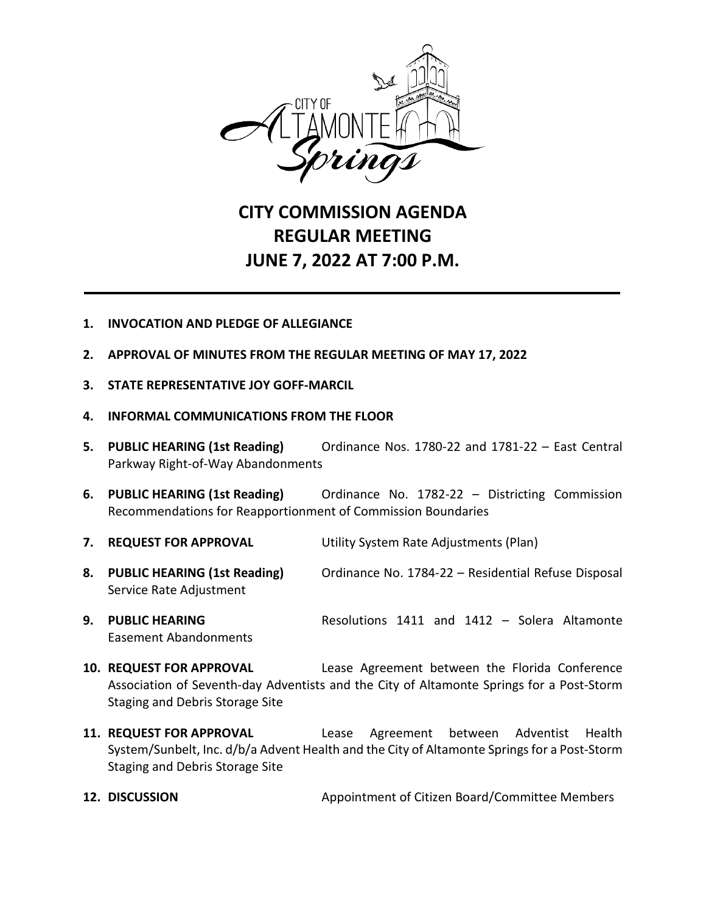# CITY COMMISSION AGENDA
# REGULAR MEETING
# JUNE 7, 2022 AT 7:00 P.M.

---

1. **INVOCATION AND PLEDGE OF ALLEGIANCE**

2. **APPROVAL OF MINUTES FROM THE REGULAR MEETING OF MAY 17, 2022**

3. **STATE REPRESENTATIVE JOY GOFF-MARCIL**

4. **INFORMAL COMMUNICATIONS FROM THE FLOOR**

5. **PUBLIC HEARING (1st Reading)** Ordinance Nos. 1780-22 and 1781-22 – East Central Parkway Right-of-Way Abandonments

6. **PUBLIC HEARING (1st Reading)** Ordinance No. 1782-22 – Districting Commission Recommendations for Reapportionment of Commission Boundaries

7. **REQUEST FOR APPROVAL** Utility System Rate Adjustments (Plan)

8. **PUBLIC HEARING (1st Reading)** Ordinance No. 1784-22 – Residential Refuse Disposal Service Rate Adjustment

9. **PUBLIC HEARING** Resolutions 1411 and 1412 – Solera Altamonte Easement Abandonments

10. **REQUEST FOR APPROVAL** Lease Agreement between the Florida Conference Association of Seventh-day Adventists and the City of Altamonte Springs for a Post-Storm Staging and Debris Storage Site

11. **REQUEST FOR APPROVAL** Lease Agreement between Adventist Health System/Sunbelt, Inc. d/b/a Advent Health and the City of Altamonte Springs for a Post-Storm Staging and Debris Storage Site

12. **DISCUSSION** Appointment of Citizen Board/Committee Members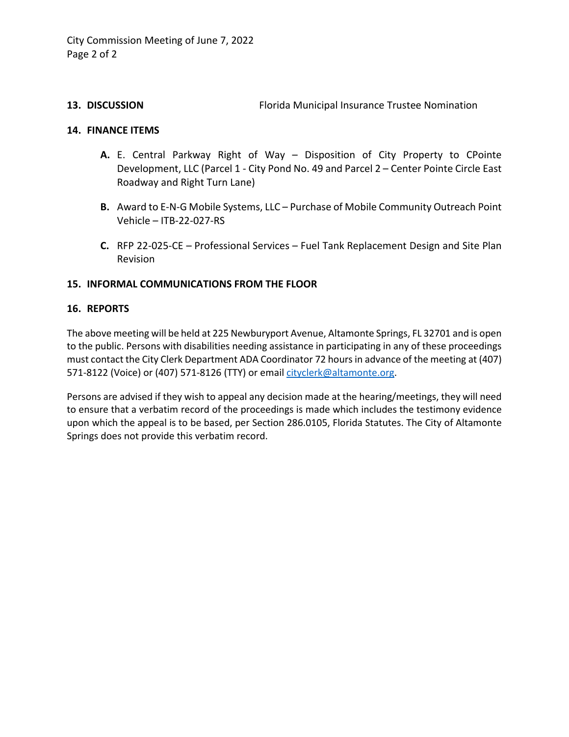**13. DISCUSSION** Florida Municipal Insurance Trustee Nomination

**14. FINANCE ITEMS**

**A.** E. Central Parkway Right of Way – Disposition of City Property to CPointe Development, LLC (Parcel 1 - City Pond No. 49 and Parcel 2 – Center Pointe Circle East Roadway and Right Turn Lane)

**B.** Award to E-N-G Mobile Systems, LLC – Purchase of Mobile Community Outreach Point Vehicle – ITB-22-027-RS

**C.** RFP 22-025-CE – Professional Services – Fuel Tank Replacement Design and Site Plan Revision

**15. INFORMAL COMMUNICATIONS FROM THE FLOOR**

**16. REPORTS**

The above meeting will be held at 225 Newburyport Avenue, Altamonte Springs, FL 32701 and is open to the public. Persons with disabilities needing assistance in participating in any of these proceedings must contact the City Clerk Department ADA Coordinator 72 hours in advance of the meeting at (407) 571-8122 (Voice) or (407) 571-8126 (TTY) or email cityclerk@altamonte.org.

Persons are advised if they wish to appeal any decision made at the hearing/meetings, they will need to ensure that a verbatim record of the proceedings is made which includes the testimony evidence upon which the appeal is to be based, per Section 286.0105, Florida Statutes. The City of Altamonte Springs does not provide this verbatim record.